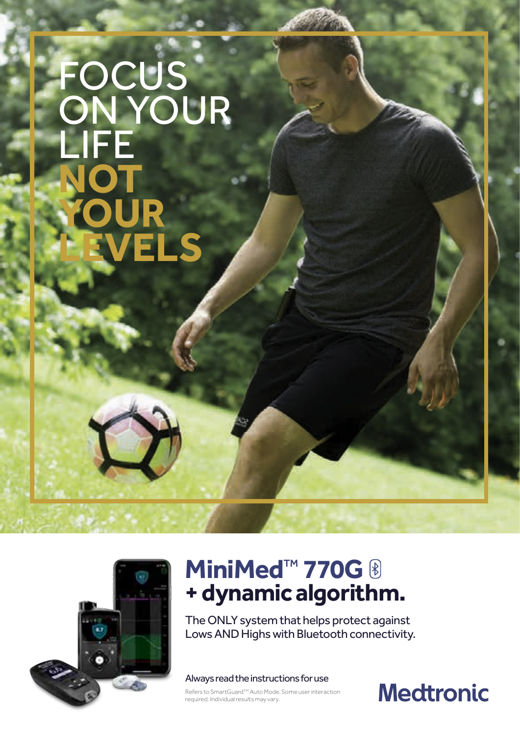# FOCUS ON YOUR LIFE **NOT YOUR LEVELS**

## MiniMed™ 770G + dynamic algorithm.

The ONLY system that helps protect against Lows AND Highs with Bluetooth connectivity.

Always read the instructions for use

Refers to SmartGuard™ Auto Mode. Some user interaction required. Individual results may vary.

Medtronic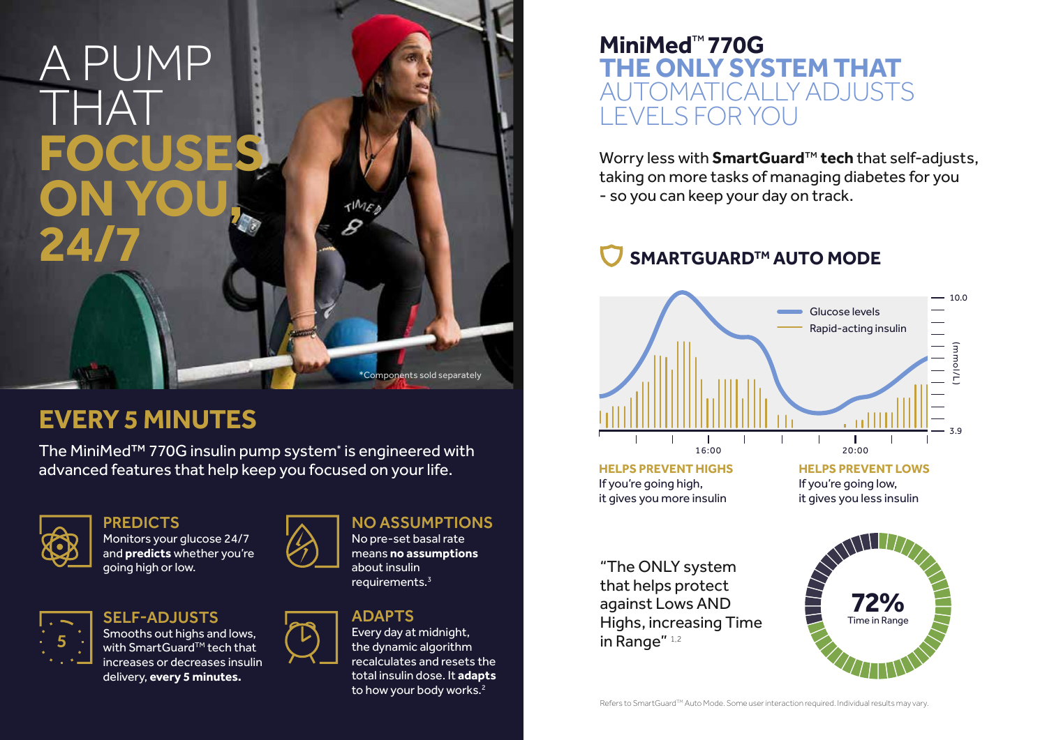# A PUMP THAT FOCUSES ON YOU, 24/7

*Components sold separately

## EVERY 5 MINUTES

The MiniMed™ 770G insulin pump system* is engineered with advanced features that help keep you focused on your life.

### PREDICTS

Monitors your glucose 24/7 and **predicts** whether you're going high or low.

### NO ASSUMPTIONS

No pre-set basal rate means **no assumptions** about insulin requirements.[3]

### SELF-ADJUSTS

Smooths out highs and lows, with SmartGuard™ tech that increases or decreases insulin delivery, **every 5 minutes.**

### ADAPTS

Every day at midnight, the dynamic algorithm recalculates and resets the total insulin dose. It **adapts** to how your body works.[2]

# MiniMed™ 770G THE ONLY SYSTEM THAT AUTOMATICALLY ADJUSTS LEVELS FOR YOU

Worry less with **SmartGuard™ tech** that self-adjusts, taking on more tasks of managing diabetes for you - so you can keep your day on track.

## SMARTGUARD™ AUTO MODE

Glucose levels

Rapid-acting insulin

10.0

(mmol/L)

3.9

16:00

20:00

**HELPS PREVENT HIGHS**
If you're going high, it gives you more insulin

**HELPS PREVENT LOWS**
If you're going low, it gives you less insulin

"The ONLY system that helps protect against Lows AND Highs, increasing Time in Range"[1,2]

72% Time in Range

Refers to SmartGuard™ Auto Mode. Some user interaction required. Individual results may vary.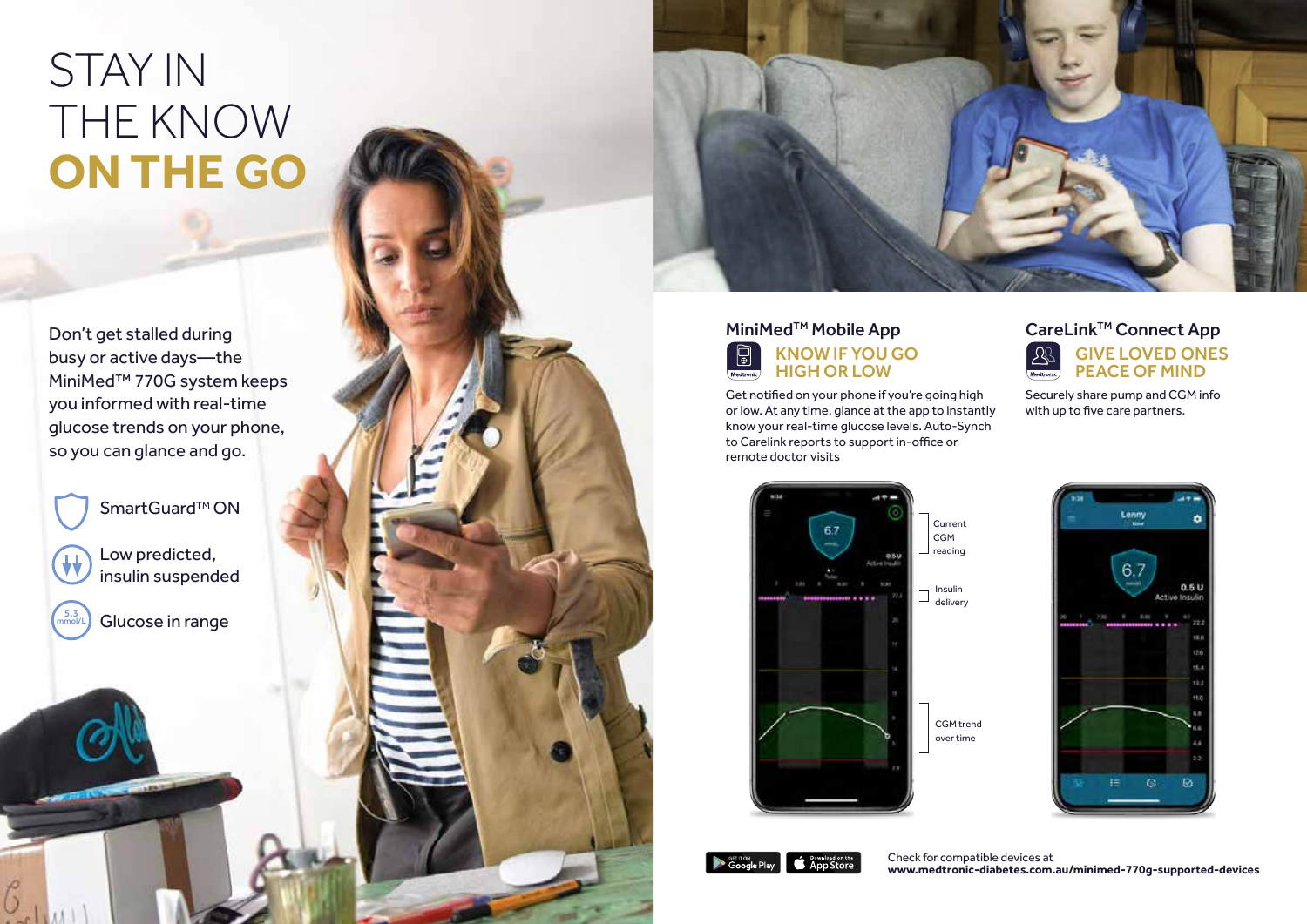# STAY IN THE KNOW **ON THE GO**

Don't get stalled during busy or active days—the MiniMed™ 770G system keeps you informed with real-time glucose trends on your phone, so you can glance and go.

- SmartGuard™ ON
- Low predicted, insulin suspended
- Glucose in range

## MiniMed™ Mobile App

### KNOW IF YOU GO HIGH OR LOW

Get notified on your phone if you're going high or low. At any time, glance at the app to instantly know your real-time glucose levels. Auto-Synch to Carelink reports to support in-office or remote doctor visits

Current CGM reading

Insulin delivery

CGM trend over time

## CareLink™ Connect App

### GIVE LOVED ONES PEACE OF MIND

Securely share pump and CGM info with up to five care partners.

Check for compatible devices at **www.medtronic-diabetes.com.au/minimed-770g-supported-devices**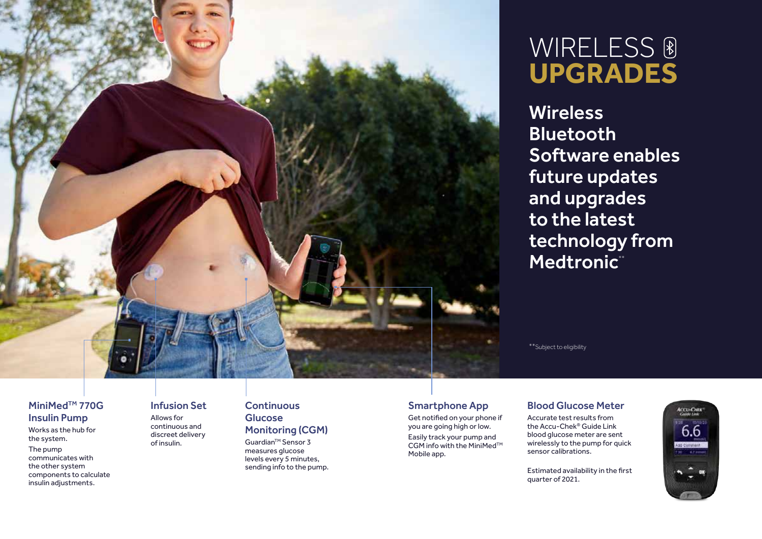# WIRELESS UPGRADES

## Wireless Bluetooth Software enables future updates and upgrades to the latest technology from Medtronic**

**Subject to eligibility

### MiniMed™ 770G Insulin Pump

Works as the hub for the system.

The pump communicates with the other system components to calculate insulin adjustments.

### Infusion Set

Allows for continuous and discreet delivery of insulin.

### Continuous Glucose Monitoring (CGM)

Guardian™ Sensor 3 measures glucose levels every 5 minutes, sending info to the pump.

### Smartphone App

Get notified on your phone if you are going high or low.

Easily track your pump and CGM info with the MiniMed™ Mobile app.

### Blood Glucose Meter

Accurate test results from the Accu-Chek® Guide Link blood glucose meter are sent wirelessly to the pump for quick sensor calibrations.

Estimated availability in the first quarter of 2021.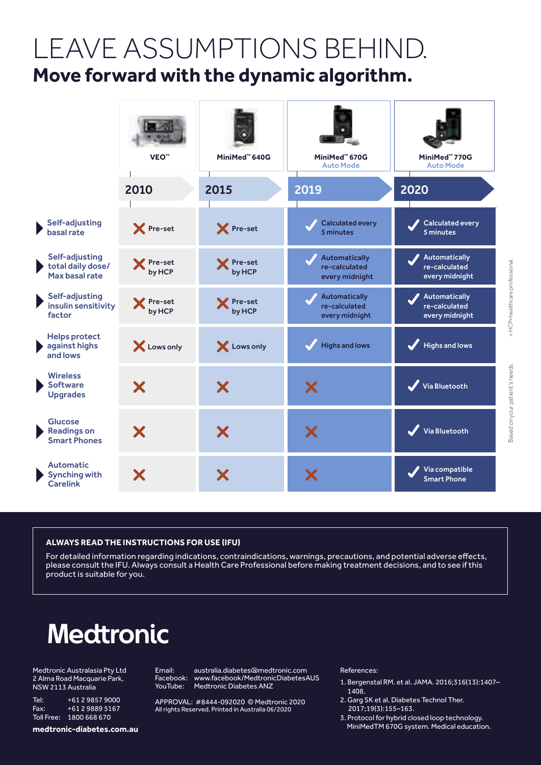# LEAVE ASSUMPTIONS BEHIND.

## Move forward with the dynamic algorithm.

| | VEO™ | MiniMed™ 640G | MiniMed™ 670G Auto Mode | MiniMed™ 770G Auto Mode |
|---|---|---|---|---|
| | 2010 | 2015 | 2019 | 2020 |
| Self-adjusting basal rate | ✗ Pre-set | ✗ Pre-set | ✓ Calculated every 5 minutes | ✓ Calculated every 5 minutes |
| Self-adjusting total daily dose/ Max basal rate | ✗ Pre-set by HCP | ✗ Pre-set by HCP | ✓ Automatically re-calculated every midnight | ✓ Automatically re-calculated every midnight |
| Self-adjusting insulin sensitivity factor | ✗ Pre-set by HCP | ✗ Pre-set by HCP | ✓ Automatically re-calculated every midnight | ✓ Automatically re-calculated every midnight |
| Helps protect against highs and lows | ✗ Lows only | ✗ Lows only | ✓ Highs and lows | ✓ Highs and lows |
| Wireless Software Upgrades | ✗ | ✗ | ✗ | ✓ Via Bluetooth |
| Glucose Readings on Smart Phones | ✗ | ✗ | ✗ | ✓ Via Bluetooth |
| Automatic Synching with Carelink | ✗ | ✗ | ✗ | ✓ Via compatible Smart Phone |

v HCP=healthcare professional.

Based on your patient's needs

**ALWAYS READ THE INSTRUCTIONS FOR USE (IFU)**

For detailed information regarding indications, contraindications, warnings, precautions, and potential adverse effects, please consult the IFU. Always consult a Health Care Professional before making treatment decisions, and to see if this product is suitable for you.

**Medtronic**

Medtronic Australasia Pty Ltd
2 Alma Road Macquarie Park,
NSW 2113 Australia

Tel: +61 2 9857 9000
Fax: +61 2 9889 5167
Toll Free: 1800 668 670

**medtronic-diabetes.com.au**

Email: australia.diabetes@medtronic.com
Facebook: www.facebook/MedtronicDiabetesAUS
YouTube: Medtronic Diabetes ANZ

APPROVAL: #8444-092020 © Medtronic 2020
All rights Reserved. Printed in Australia 06/2020

References:

1. Bergenstal RM. et al. JAMA. 2016;316(13):1407–1408.
2. Garg SK et al. Diabetes Technol Ther. 2017;19(3):155–163.
3. Protocol for hybrid closed loop technology. MiniMedTM 670G system. Medical education.